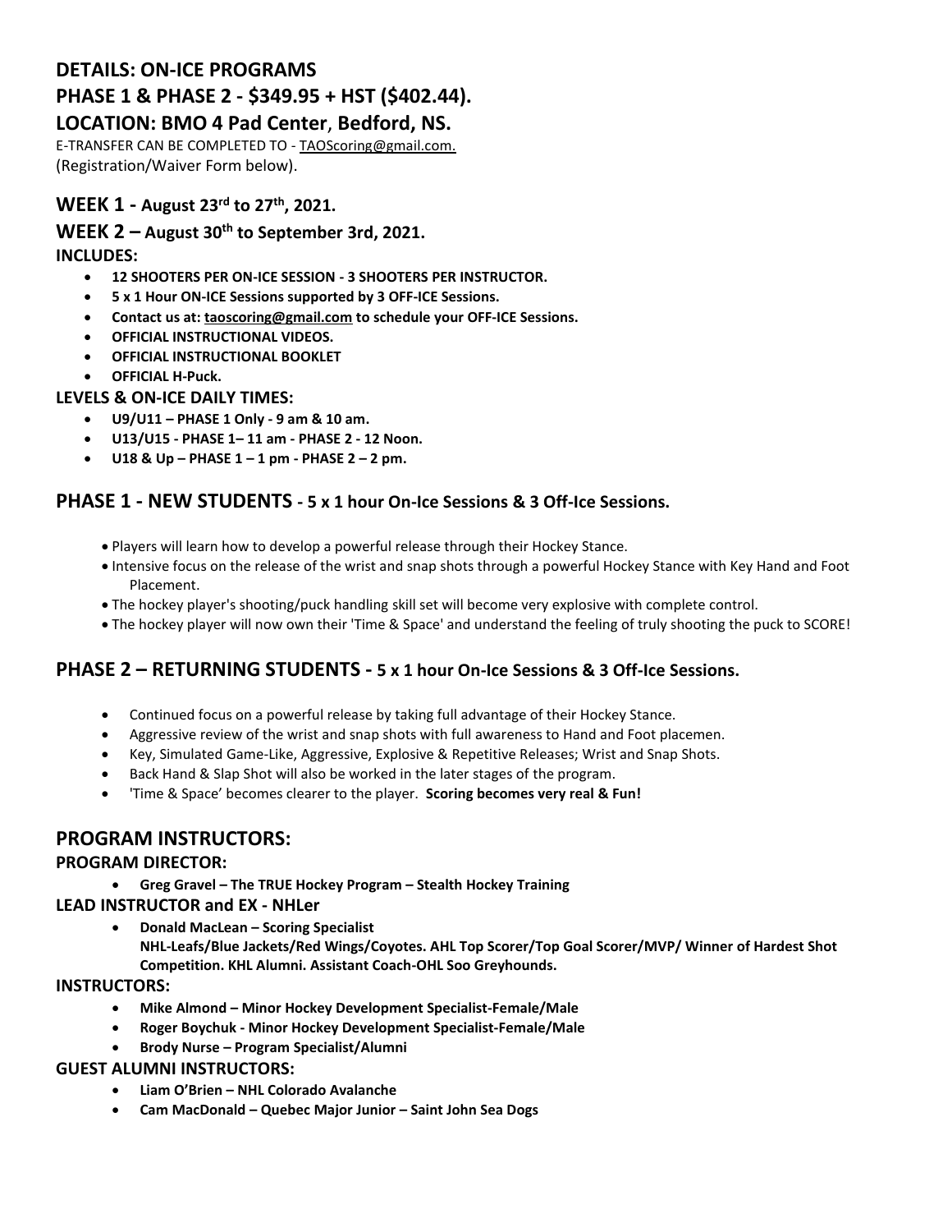## DETAILS: ON-ICE PROGRAMS

## PHASE 1 & PHASE 2 - $349.95 + HST ($402.44).

## LOCATION: BMO 4 Pad Center, Bedford, NS.

E-TRANSFER CAN BE COMPLETED TO - TAOScoring@gmail.com.
(Registration/Waiver Form below).

### WEEK 1 - August 23rd to 27th, 2021.

### WEEK 2 – August 30th to September 3rd, 2021.

**INCLUDES:**

- **12 SHOOTERS PER ON-ICE SESSION - 3 SHOOTERS PER INSTRUCTOR.**
- **5 x 1 Hour ON-ICE Sessions supported by 3 OFF-ICE Sessions.**
- **Contact us at: taoscoring@gmail.com to schedule your OFF-ICE Sessions.**
- **OFFICIAL INSTRUCTIONAL VIDEOS.**
- **OFFICIAL INSTRUCTIONAL BOOKLET**
- **OFFICIAL H-Puck.**

**LEVELS & ON-ICE DAILY TIMES:**

- **U9/U11 – PHASE 1 Only - 9 am & 10 am.**
- **U13/U15 - PHASE 1– 11 am - PHASE 2 - 12 Noon.**
- **U18 & Up – PHASE 1 – 1 pm - PHASE 2 – 2 pm.**

## PHASE 1 - NEW STUDENTS - 5 x 1 hour On-Ice Sessions & 3 Off-Ice Sessions.

- Players will learn how to develop a powerful release through their Hockey Stance.
- Intensive focus on the release of the wrist and snap shots through a powerful Hockey Stance with Key Hand and Foot Placement.
- The hockey player's shooting/puck handling skill set will become very explosive with complete control.
- The hockey player will now own their 'Time & Space' and understand the feeling of truly shooting the puck to SCORE!

## PHASE 2 – RETURNING STUDENTS - 5 x 1 hour On-Ice Sessions & 3 Off-Ice Sessions.

- Continued focus on a powerful release by taking full advantage of their Hockey Stance.
- Aggressive review of the wrist and snap shots with full awareness to Hand and Foot placemen.
- Key, Simulated Game-Like, Aggressive, Explosive & Repetitive Releases; Wrist and Snap Shots.
- Back Hand & Slap Shot will also be worked in the later stages of the program.
- 'Time & Space' becomes clearer to the player. **Scoring becomes very real & Fun!**

## PROGRAM INSTRUCTORS:

**PROGRAM DIRECTOR:**

- **Greg Gravel – The TRUE Hockey Program – Stealth Hockey Training**

**LEAD INSTRUCTOR and EX - NHLer**

- **Donald MacLean – Scoring Specialist**
  **NHL-Leafs/Blue Jackets/Red Wings/Coyotes. AHL Top Scorer/Top Goal Scorer/MVP/ Winner of Hardest Shot Competition. KHL Alumni. Assistant Coach-OHL Soo Greyhounds.**

**INSTRUCTORS:**

- **Mike Almond – Minor Hockey Development Specialist-Female/Male**
- **Roger Boychuk - Minor Hockey Development Specialist-Female/Male**
- **Brody Nurse – Program Specialist/Alumni**

**GUEST ALUMNI INSTRUCTORS:**

- **Liam O'Brien – NHL Colorado Avalanche**
- **Cam MacDonald – Quebec Major Junior – Saint John Sea Dogs**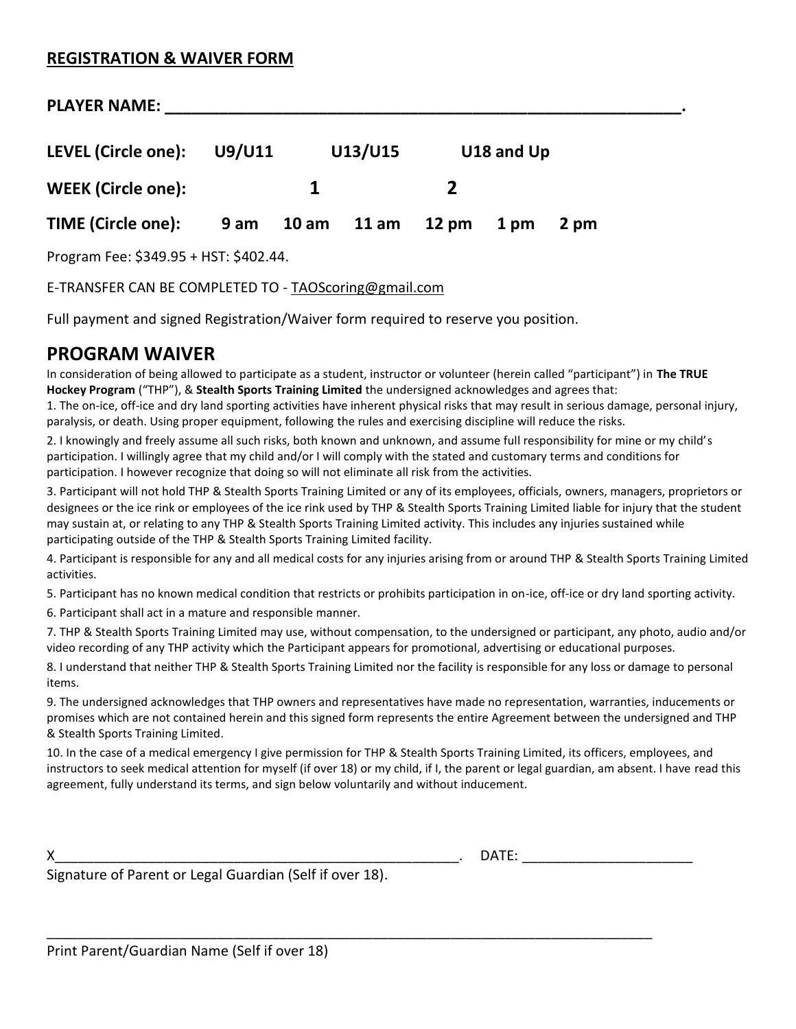## REGISTRATION & WAIVER FORM

**PLAYER NAME: ___________________________________________________________.**

**LEVEL (Circle one): U9/U11 U13/U15 U18 and Up**

**WEEK (Circle one): 1 2**

**TIME (Circle one): 9 am 10 am 11 am 12 pm 1 pm 2 pm**

Program Fee: $349.95 + HST: $402.44.

E-TRANSFER CAN BE COMPLETED TO - TAOScoring@gmail.com

Full payment and signed Registration/Waiver form required to reserve you position.

# PROGRAM WAIVER

In consideration of being allowed to participate as a student, instructor or volunteer (herein called "participant") in **The TRUE Hockey Program** ("THP"), & **Stealth Sports Training Limited** the undersigned acknowledges and agrees that:

1. The on-ice, off-ice and dry land sporting activities have inherent physical risks that may result in serious damage, personal injury, paralysis, or death. Using proper equipment, following the rules and exercising discipline will reduce the risks.
2. I knowingly and freely assume all such risks, both known and unknown, and assume full responsibility for mine or my child's participation. I willingly agree that my child and/or I will comply with the stated and customary terms and conditions for participation. I however recognize that doing so will not eliminate all risk from the activities.
3. Participant will not hold THP & Stealth Sports Training Limited or any of its employees, officials, owners, managers, proprietors or designees or the ice rink or employees of the ice rink used by THP & Stealth Sports Training Limited liable for injury that the student may sustain at, or relating to any THP & Stealth Sports Training Limited activity. This includes any injuries sustained while participating outside of the THP & Stealth Sports Training Limited facility.
4. Participant is responsible for any and all medical costs for any injuries arising from or around THP & Stealth Sports Training Limited activities.
5. Participant has no known medical condition that restricts or prohibits participation in on-ice, off-ice or dry land sporting activity.
6. Participant shall act in a mature and responsible manner.
7. THP & Stealth Sports Training Limited may use, without compensation, to the undersigned or participant, any photo, audio and/or video recording of any THP activity which the Participant appears for promotional, advertising or educational purposes.
8. I understand that neither THP & Stealth Sports Training Limited nor the facility is responsible for any loss or damage to personal items.
9. The undersigned acknowledges that THP owners and representatives have made no representation, warranties, inducements or promises which are not contained herein and this signed form represents the entire Agreement between the undersigned and THP & Stealth Sports Training Limited.
10. In the case of a medical emergency I give permission for THP & Stealth Sports Training Limited, its officers, employees, and instructors to seek medical attention for myself (if over 18) or my child, if I, the parent or legal guardian, am absent. I have read this agreement, fully understand its terms, and sign below voluntarily and without inducement.

X______________________________________________________. DATE: _____________________

Signature of Parent or Legal Guardian (Self if over 18).

_________________________________________________________________________________

Print Parent/Guardian Name (Self if over 18)